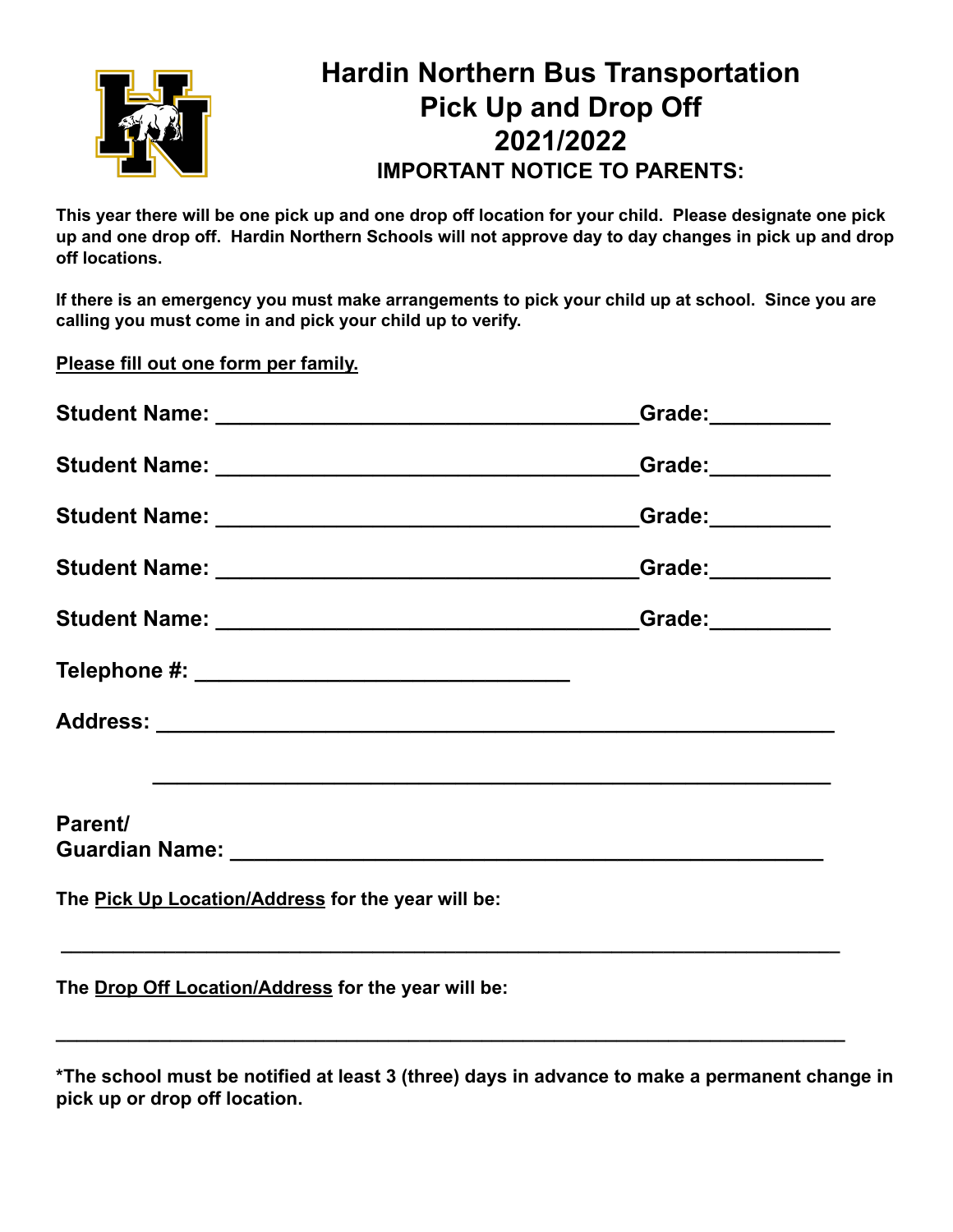# Hardin Northern Bus Transportation
# Pick Up and Drop Off
# 2021/2022

### IMPORTANT NOTICE TO PARENTS:

**This year there will be one pick up and one drop off location for your child. Please designate one pick up and one drop off. Hardin Northern Schools will not approve day to day changes in pick up and drop off locations.**

**If there is an emergency you must make arrangements to pick your child up at school. Since you are calling you must come in and pick your child up to verify.**

**Please fill out one form per family.**

**Student Name:** ___________________________________ **Grade:**__________

**Student Name:** ___________________________________ **Grade:**__________

**Student Name:** ___________________________________ **Grade:**__________

**Student Name:** ___________________________________ **Grade:**__________

**Student Name:** ___________________________________ **Grade:**__________

**Telephone #:** _______________________________

**Address:** ________________________________________________________

________________________________________________________

**Parent/**
**Guardian Name:** _________________________________________________

**The Pick Up Location/Address for the year will be:**

________________________________________________________________

**The Drop Off Location/Address for the year will be:**

________________________________________________________________

**\*The school must be notified at least 3 (three) days in advance to make a permanent change in pick up or drop off location.**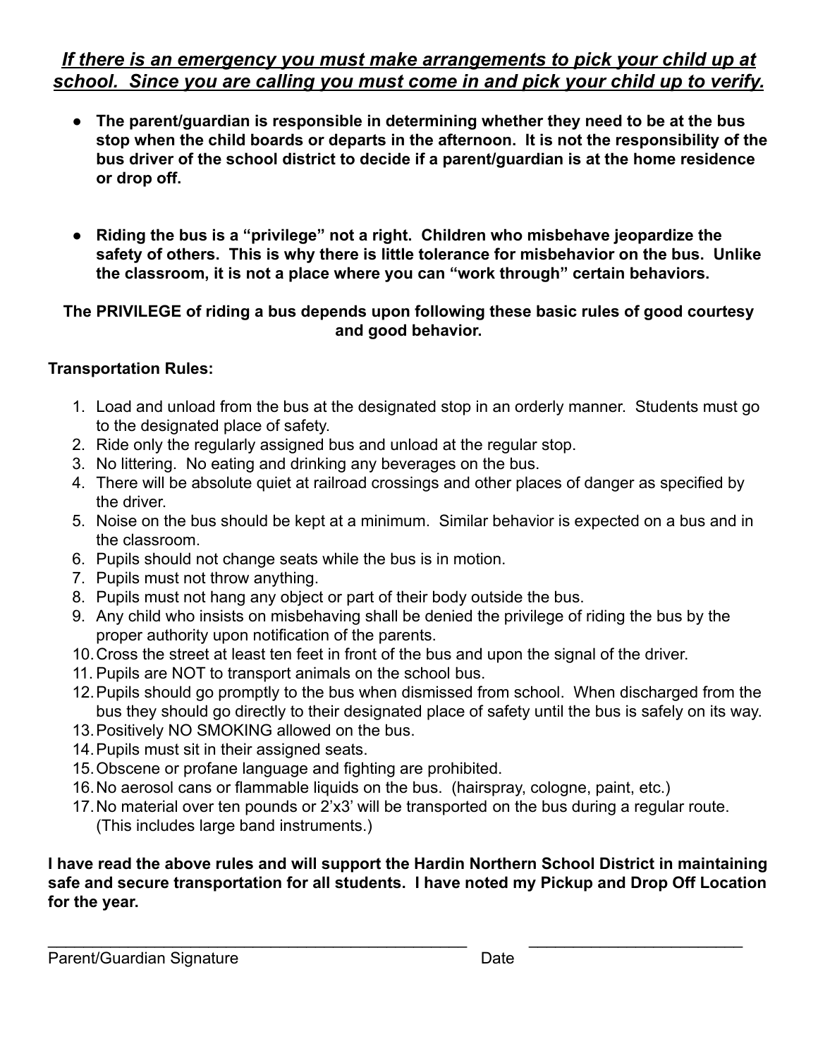***<u>If there is an emergency you must make arrangements to pick your child up at school. Since you are calling you must come in and pick your child up to verify.</u>***

- **The parent/guardian is responsible in determining whether they need to be at the bus stop when the child boards or departs in the afternoon. It is not the responsibility of the bus driver of the school district to decide if a parent/guardian is at the home residence or drop off.**

- **Riding the bus is a "privilege" not a right. Children who misbehave jeopardize the safety of others. This is why there is little tolerance for misbehavior on the bus. Unlike the classroom, it is not a place where you can "work through" certain behaviors.**

**The PRIVILEGE of riding a bus depends upon following these basic rules of good courtesy and good behavior.**

**Transportation Rules:**

1. Load and unload from the bus at the designated stop in an orderly manner. Students must go to the designated place of safety.
2. Ride only the regularly assigned bus and unload at the regular stop.
3. No littering. No eating and drinking any beverages on the bus.
4. There will be absolute quiet at railroad crossings and other places of danger as specified by the driver.
5. Noise on the bus should be kept at a minimum. Similar behavior is expected on a bus and in the classroom.
6. Pupils should not change seats while the bus is in motion.
7. Pupils must not throw anything.
8. Pupils must not hang any object or part of their body outside the bus.
9. Any child who insists on misbehaving shall be denied the privilege of riding the bus by the proper authority upon notification of the parents.
10. Cross the street at least ten feet in front of the bus and upon the signal of the driver.
11. Pupils are NOT to transport animals on the school bus.
12. Pupils should go promptly to the bus when dismissed from school. When discharged from the bus they should go directly to their designated place of safety until the bus is safely on its way.
13. Positively NO SMOKING allowed on the bus.
14. Pupils must sit in their assigned seats.
15. Obscene or profane language and fighting are prohibited.
16. No aerosol cans or flammable liquids on the bus. (hairspray, cologne, paint, etc.)
17. No material over ten pounds or 2'x3' will be transported on the bus during a regular route. (This includes large band instruments.)

**I have read the above rules and will support the Hardin Northern School District in maintaining safe and secure transportation for all students. I have noted my Pickup and Drop Off Location for the year.**

\_\_\_\_\_\_\_\_\_\_\_\_\_\_\_\_\_\_\_\_\_\_\_\_\_\_\_\_\_\_\_\_\_\_\_\_\_\_\_\_\_\_\_\_ \_\_\_\_\_\_\_\_\_\_\_\_\_\_\_\_\_\_\_\_\_\_\_\_\_\_

Parent/Guardian Signature Date